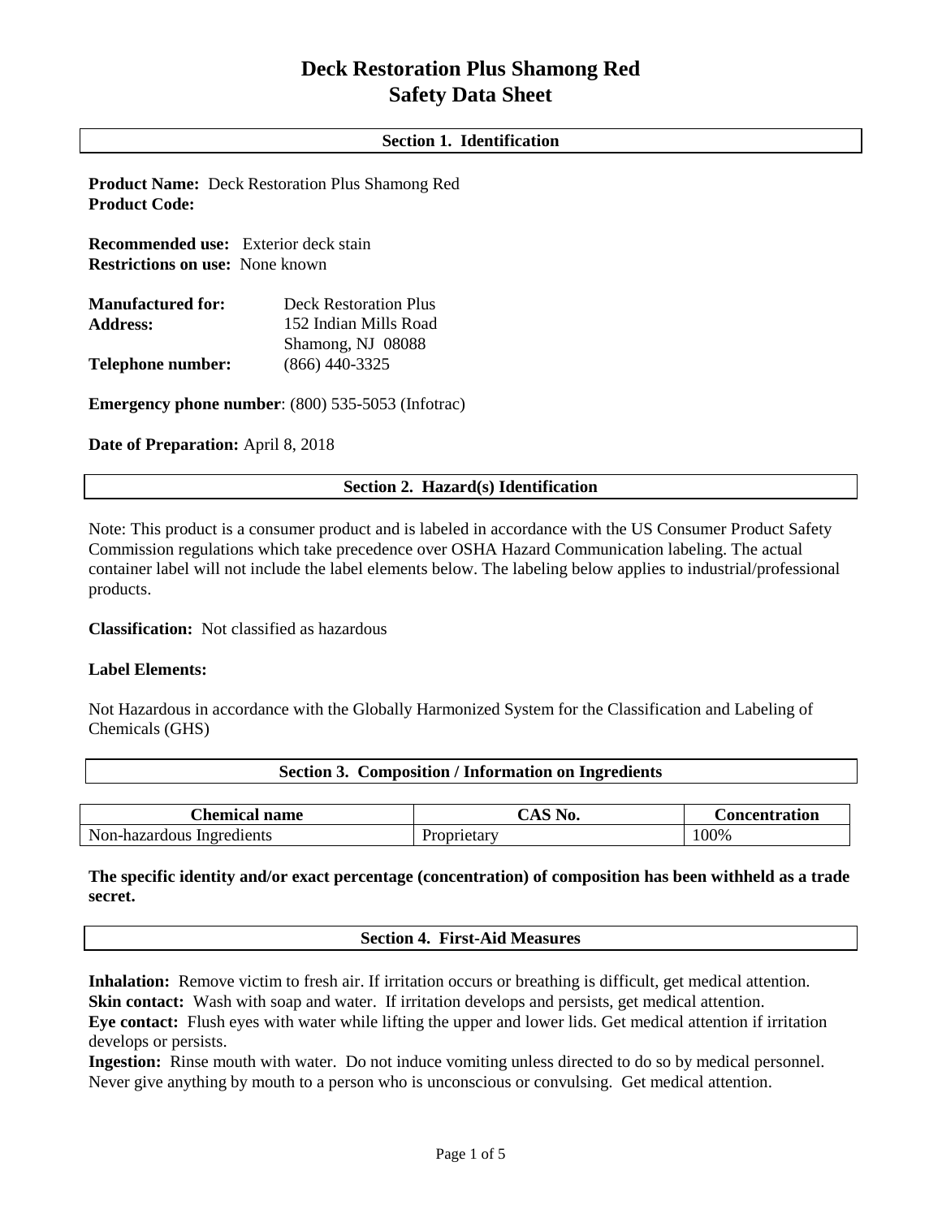# Deck Restoration Plus Shamong Red
# Safety Data Sheet

## Section 1. Identification

**Product Name:** Deck Restoration Plus Shamong Red
**Product Code:**

**Recommended use:** Exterior deck stain
**Restrictions on use:** None known

**Manufactured for:** Deck Restoration Plus
**Address:** 152 Indian Mills Road
Shamong, NJ 08088
**Telephone number:** (866) 440-3325

**Emergency phone number**: (800) 535-5053 (Infotrac)

**Date of Preparation:** April 8, 2018

## Section 2. Hazard(s) Identification

Note: This product is a consumer product and is labeled in accordance with the US Consumer Product Safety Commission regulations which take precedence over OSHA Hazard Communication labeling. The actual container label will not include the label elements below. The labeling below applies to industrial/professional products.

**Classification:** Not classified as hazardous

**Label Elements:**

Not Hazardous in accordance with the Globally Harmonized System for the Classification and Labeling of Chemicals (GHS)

## Section 3. Composition / Information on Ingredients

| Chemical name | CAS No. | Concentration |
|---|---|---|
| Non-hazardous Ingredients | Proprietary | 100% |

**The specific identity and/or exact percentage (concentration) of composition has been withheld as a trade secret.**

## Section 4. First-Aid Measures

**Inhalation:** Remove victim to fresh air. If irritation occurs or breathing is difficult, get medical attention.
**Skin contact:** Wash with soap and water. If irritation develops and persists, get medical attention.
**Eye contact:** Flush eyes with water while lifting the upper and lower lids. Get medical attention if irritation develops or persists.
**Ingestion:** Rinse mouth with water. Do not induce vomiting unless directed to do so by medical personnel. Never give anything by mouth to a person who is unconscious or convulsing. Get medical attention.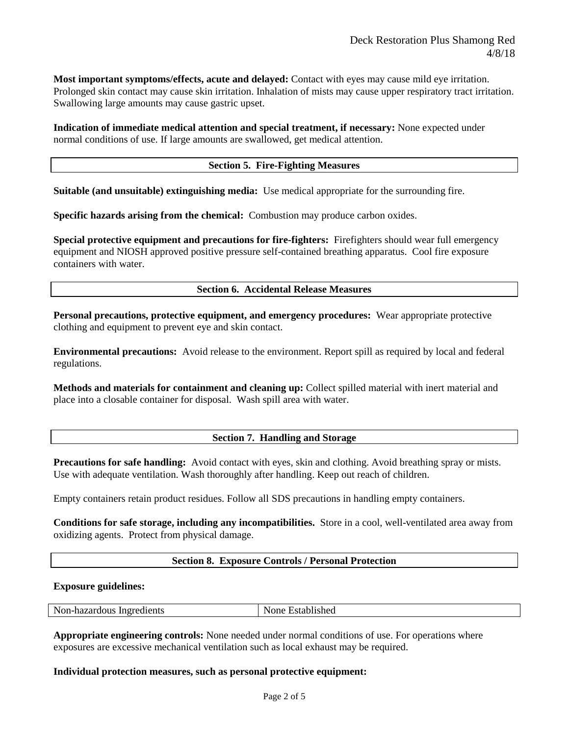**Most important symptoms/effects, acute and delayed:** Contact with eyes may cause mild eye irritation. Prolonged skin contact may cause skin irritation. Inhalation of mists may cause upper respiratory tract irritation. Swallowing large amounts may cause gastric upset.

**Indication of immediate medical attention and special treatment, if necessary:** None expected under normal conditions of use. If large amounts are swallowed, get medical attention.

## Section 5. Fire-Fighting Measures

**Suitable (and unsuitable) extinguishing media:** Use medical appropriate for the surrounding fire.

**Specific hazards arising from the chemical:** Combustion may produce carbon oxides.

**Special protective equipment and precautions for fire-fighters:** Firefighters should wear full emergency equipment and NIOSH approved positive pressure self-contained breathing apparatus. Cool fire exposure containers with water.

## Section 6. Accidental Release Measures

**Personal precautions, protective equipment, and emergency procedures:** Wear appropriate protective clothing and equipment to prevent eye and skin contact.

**Environmental precautions:** Avoid release to the environment. Report spill as required by local and federal regulations.

**Methods and materials for containment and cleaning up:** Collect spilled material with inert material and place into a closable container for disposal. Wash spill area with water.

## Section 7. Handling and Storage

**Precautions for safe handling:** Avoid contact with eyes, skin and clothing. Avoid breathing spray or mists. Use with adequate ventilation. Wash thoroughly after handling. Keep out reach of children.

Empty containers retain product residues. Follow all SDS precautions in handling empty containers.

**Conditions for safe storage, including any incompatibilities.** Store in a cool, well-ventilated area away from oxidizing agents. Protect from physical damage.

## Section 8. Exposure Controls / Personal Protection

**Exposure guidelines:**

| Non-hazardous Ingredients | None Established |
|---|---|

**Appropriate engineering controls:** None needed under normal conditions of use. For operations where exposures are excessive mechanical ventilation such as local exhaust may be required.

**Individual protection measures, such as personal protective equipment:**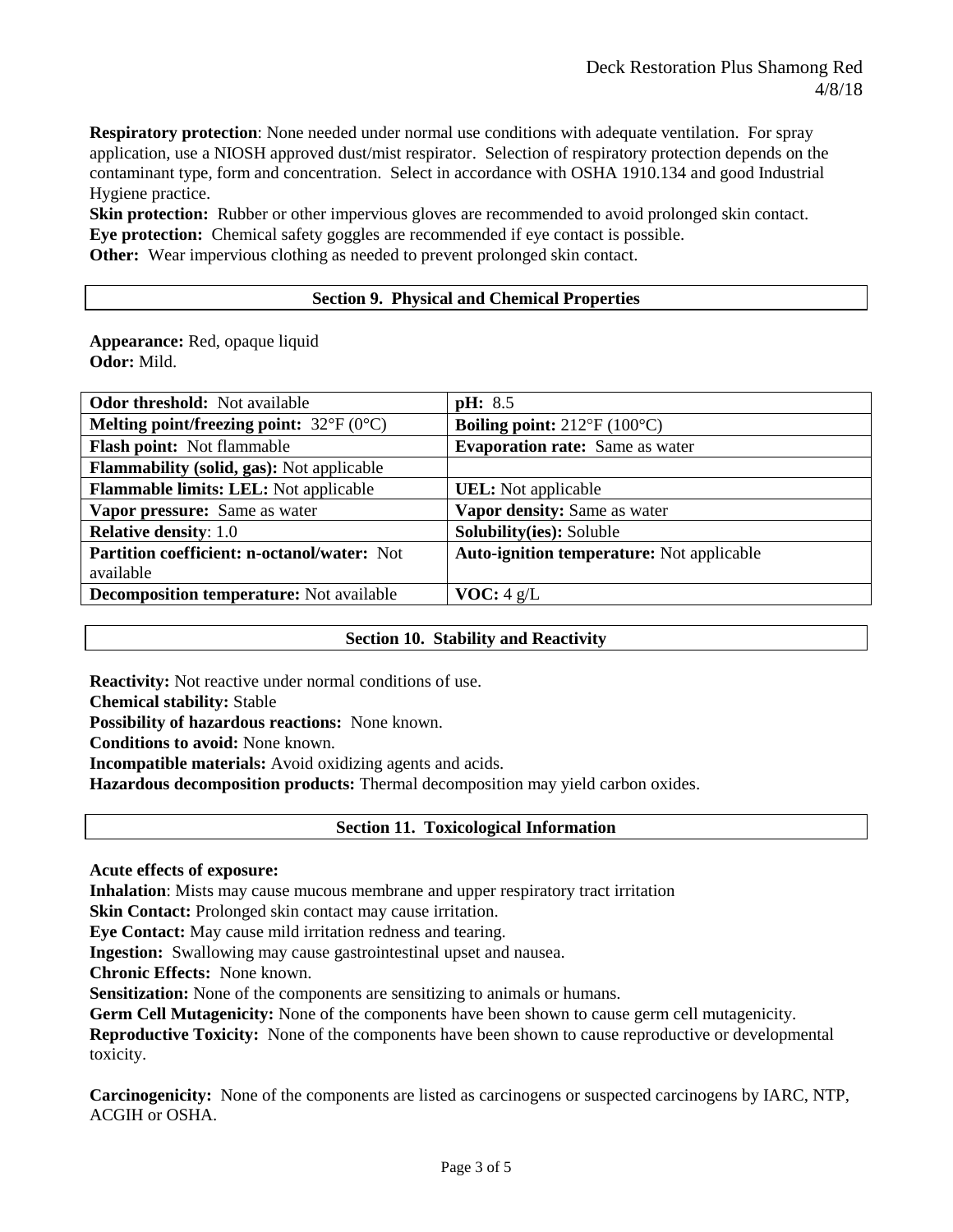**Respiratory protection**: None needed under normal use conditions with adequate ventilation. For spray application, use a NIOSH approved dust/mist respirator. Selection of respiratory protection depends on the contaminant type, form and concentration. Select in accordance with OSHA 1910.134 and good Industrial Hygiene practice.

**Skin protection:** Rubber or other impervious gloves are recommended to avoid prolonged skin contact.

**Eye protection:** Chemical safety goggles are recommended if eye contact is possible.

**Other:** Wear impervious clothing as needed to prevent prolonged skin contact.

## Section 9. Physical and Chemical Properties

**Appearance:** Red, opaque liquid
**Odor:** Mild.

| | |
|---|---|
| **Odor threshold:** Not available | **pH:** 8.5 |
| **Melting point/freezing point:** 32°F (0°C) | **Boiling point:** 212°F (100°C) |
| **Flash point:** Not flammable | **Evaporation rate:** Same as water |
| **Flammability (solid, gas):** Not applicable | |
| **Flammable limits: LEL:** Not applicable | **UEL:** Not applicable |
| **Vapor pressure:** Same as water | **Vapor density:** Same as water |
| **Relative density**: 1.0 | **Solubility(ies):** Soluble |
| **Partition coefficient: n-octanol/water:** Not available | **Auto-ignition temperature:** Not applicable |
| **Decomposition temperature:** Not available | **VOC:** 4 g/L |

## Section 10. Stability and Reactivity

**Reactivity:** Not reactive under normal conditions of use.
**Chemical stability:** Stable
**Possibility of hazardous reactions:** None known.
**Conditions to avoid:** None known.
**Incompatible materials:** Avoid oxidizing agents and acids.
**Hazardous decomposition products:** Thermal decomposition may yield carbon oxides.

## Section 11. Toxicological Information

**Acute effects of exposure:**
**Inhalation**: Mists may cause mucous membrane and upper respiratory tract irritation
**Skin Contact:** Prolonged skin contact may cause irritation.
**Eye Contact:** May cause mild irritation redness and tearing.
**Ingestion:** Swallowing may cause gastrointestinal upset and nausea.
**Chronic Effects:** None known.
**Sensitization:** None of the components are sensitizing to animals or humans.
**Germ Cell Mutagenicity:** None of the components have been shown to cause germ cell mutagenicity.
**Reproductive Toxicity:** None of the components have been shown to cause reproductive or developmental toxicity.

**Carcinogenicity:** None of the components are listed as carcinogens or suspected carcinogens by IARC, NTP, ACGIH or OSHA.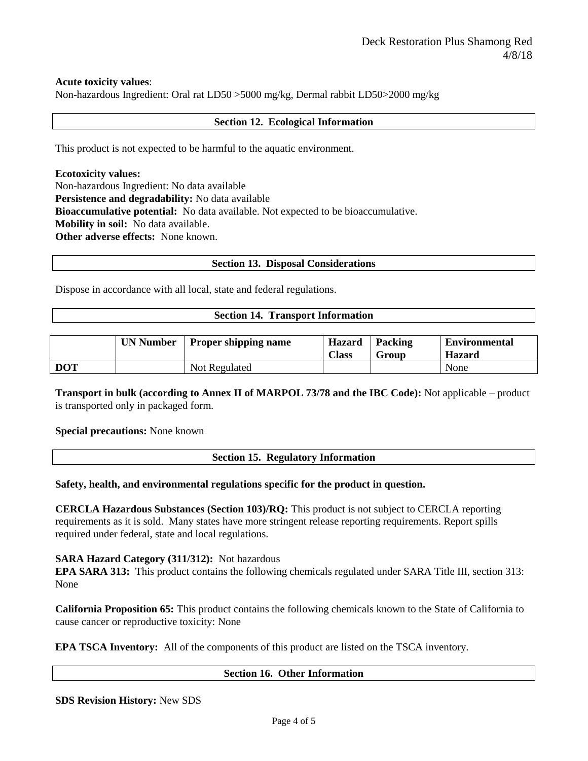**Acute toxicity values**:
Non-hazardous Ingredient: Oral rat LD50 >5000 mg/kg, Dermal rabbit LD50>2000 mg/kg

## Section 12. Ecological Information

This product is not expected to be harmful to the aquatic environment.

**Ecotoxicity values:**
Non-hazardous Ingredient: No data available
**Persistence and degradability:** No data available
**Bioaccumulative potential:** No data available. Not expected to be bioaccumulative.
**Mobility in soil:** No data available.
**Other adverse effects:** None known.

## Section 13. Disposal Considerations

Dispose in accordance with all local, state and federal regulations.

## Section 14. Transport Information

| | UN Number | Proper shipping name | Hazard Class | Packing Group | Environmental Hazard |
|---|---|---|---|---|---|
| **DOT** | | Not Regulated | | | None |

**Transport in bulk (according to Annex II of MARPOL 73/78 and the IBC Code):** Not applicable – product is transported only in packaged form.

**Special precautions:** None known

## Section 15. Regulatory Information

**Safety, health, and environmental regulations specific for the product in question.**

**CERCLA Hazardous Substances (Section 103)/RQ:** This product is not subject to CERCLA reporting requirements as it is sold. Many states have more stringent release reporting requirements. Report spills required under federal, state and local regulations.

**SARA Hazard Category (311/312):** Not hazardous
**EPA SARA 313:** This product contains the following chemicals regulated under SARA Title III, section 313: None

**California Proposition 65:** This product contains the following chemicals known to the State of California to cause cancer or reproductive toxicity: None

**EPA TSCA Inventory:** All of the components of this product are listed on the TSCA inventory.

## Section 16. Other Information

**SDS Revision History:** New SDS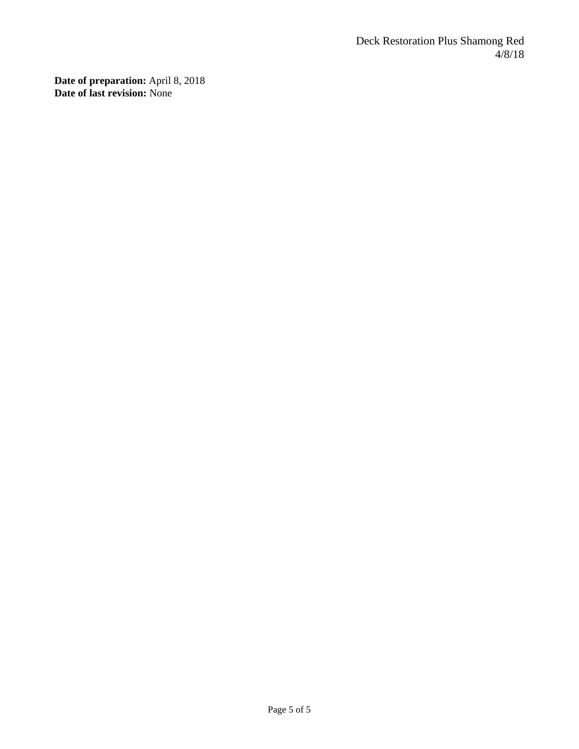**Date of preparation:** April 8, 2018
**Date of last revision:** None